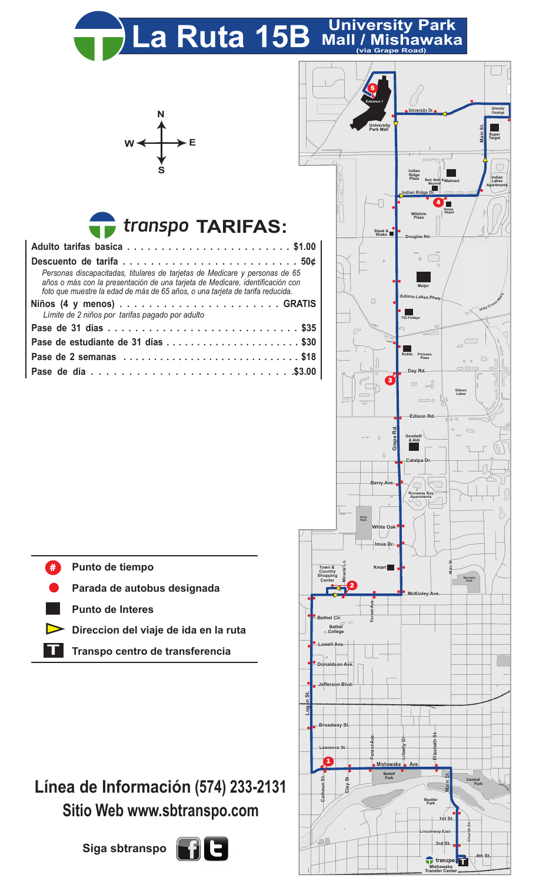# La Ruta 15B University Park Mall / Mishawaka

(via Grape Road)

## transpo TARIFAS:

| | |
|---|---|
| **Adulto tarifas basica** | **$1.00** |
| **Descuento de tarifa** | **50¢** |
| *Personas discapacitadas, titulares de tarjetas de Medicare y personas de 65 años o más con la presentación de una tarjeta de Medicare, identificación con foto que muestre la edad de más de 65 años, o una tarjeta de tarifa reducida.* | |
| **Niños (4 y menos)** | **GRATIS** |
| *Limite de 2 niños por tarifas pagado por adulto* | |
| **Pase de 31 días** | **$35** |
| **Pase de estudiante de 31 días** | **$30** |
| **Pase de 2 semanas** | **$18** |
| **Pase de día** | **$3.00** |

- **#** Punto de tiempo
- **●** Parada de autobus designada
- **■** Punto de Interes
- **▷** Direccion del viaje de ida en la ruta
- **T** Transpo centro de transferencia

**Línea de Información (574) 233-2131**

**Sitio Web www.sbtranspo.com**

**Siga sbtranspo**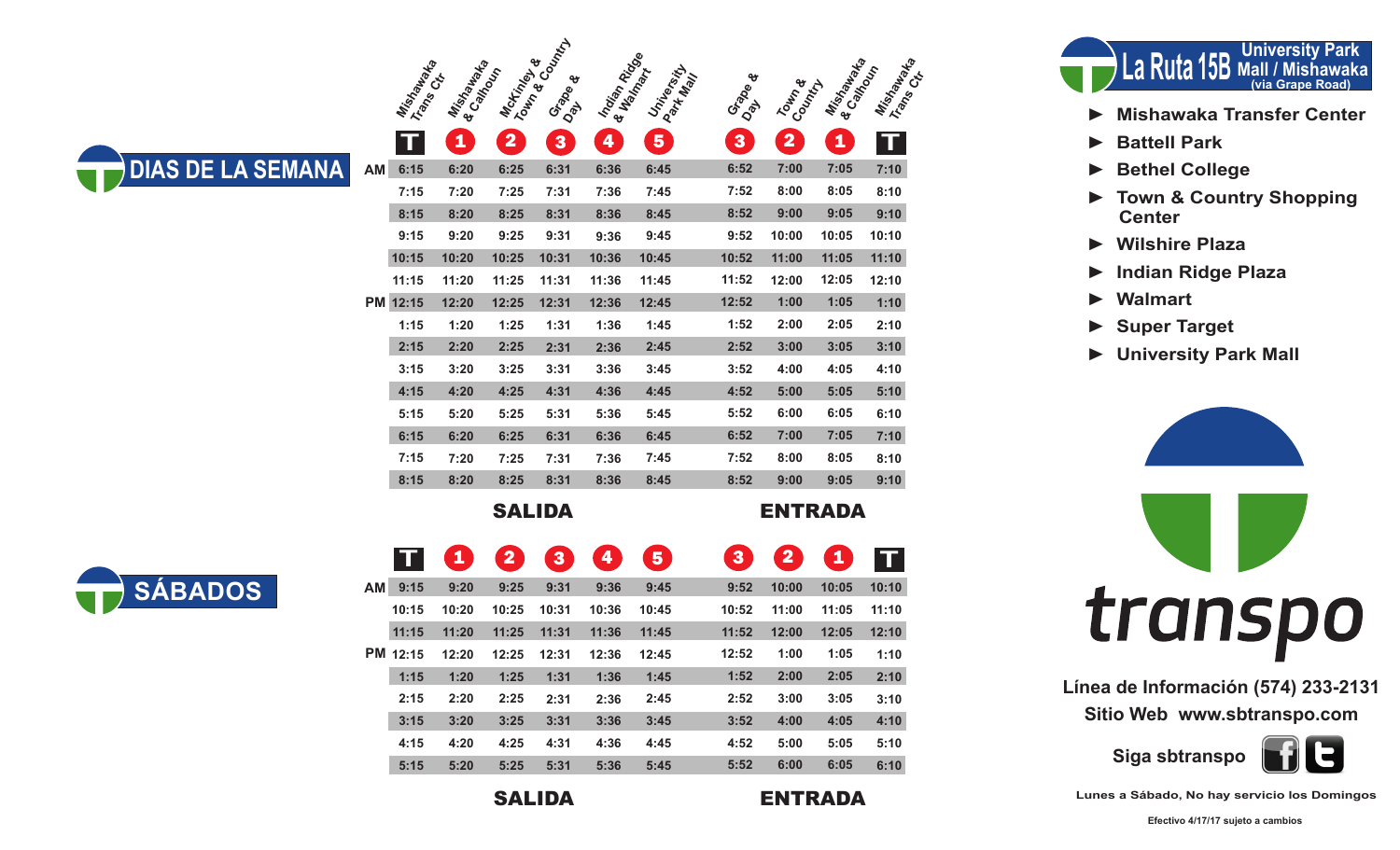# La Ruta 15B University Park Mall / Mishawaka (via Grape Road)

- Mishawaka Transfer Center
- Battell Park
- Bethel College
- Town & Country Shopping Center
- Wilshire Plaza
- Indian Ridge Plaza
- Walmart
- Super Target
- University Park Mall

## DIAS DE LA SEMANA

| | SALIDA | | | | | | ENTRADA | | | |
|---|---|---|---|---|---|---|---|---|---|---|
| | T Mishawaka Trans Ctr | 1 Mishawaka & Calhoun | 2 McKinley & Town & Country | 3 Grape & Day | 4 Indian Ridge & Walmart | 5 University Park Mall | 3 Grape & Day | 2 Town & Country | 1 Mishawaka & Calhoun | T Mishawaka Trans Ctr |
| AM | 6:15 | 6:20 | 6:25 | 6:31 | 6:36 | 6:45 | 6:52 | 7:00 | 7:05 | 7:10 |
| | 7:15 | 7:20 | 7:25 | 7:31 | 7:36 | 7:45 | 7:52 | 8:00 | 8:05 | 8:10 |
| | 8:15 | 8:20 | 8:25 | 8:31 | 8:36 | 8:45 | 8:52 | 9:00 | 9:05 | 9:10 |
| | 9:15 | 9:20 | 9:25 | 9:31 | 9:36 | 9:45 | 9:52 | 10:00 | 10:05 | 10:10 |
| | 10:15 | 10:20 | 10:25 | 10:31 | 10:36 | 10:45 | 10:52 | 11:00 | 11:05 | 11:10 |
| | 11:15 | 11:20 | 11:25 | 11:31 | 11:36 | 11:45 | 11:52 | 12:00 | 12:05 | 12:10 |
| PM | 12:15 | 12:20 | 12:25 | 12:31 | 12:36 | 12:45 | 12:52 | 1:00 | 1:05 | 1:10 |
| | 1:15 | 1:20 | 1:25 | 1:31 | 1:36 | 1:45 | 1:52 | 2:00 | 2:05 | 2:10 |
| | 2:15 | 2:20 | 2:25 | 2:31 | 2:36 | 2:45 | 2:52 | 3:00 | 3:05 | 3:10 |
| | 3:15 | 3:20 | 3:25 | 3:31 | 3:36 | 3:45 | 3:52 | 4:00 | 4:05 | 4:10 |
| | 4:15 | 4:20 | 4:25 | 4:31 | 4:36 | 4:45 | 4:52 | 5:00 | 5:05 | 5:10 |
| | 5:15 | 5:20 | 5:25 | 5:31 | 5:36 | 5:45 | 5:52 | 6:00 | 6:05 | 6:10 |
| | 6:15 | 6:20 | 6:25 | 6:31 | 6:36 | 6:45 | 6:52 | 7:00 | 7:05 | 7:10 |
| | 7:15 | 7:20 | 7:25 | 7:31 | 7:36 | 7:45 | 7:52 | 8:00 | 8:05 | 8:10 |
| | 8:15 | 8:20 | 8:25 | 8:31 | 8:36 | 8:45 | 8:52 | 9:00 | 9:05 | 9:10 |

## SÁBADOS

| | SALIDA | | | | | | ENTRADA | | | |
|---|---|---|---|---|---|---|---|---|---|---|
| | T | 1 | 2 | 3 | 4 | 5 | 3 | 2 | 1 | T |
| AM | 9:15 | 9:20 | 9:25 | 9:31 | 9:36 | 9:45 | 9:52 | 10:00 | 10:05 | 10:10 |
| | 10:15 | 10:20 | 10:25 | 10:31 | 10:36 | 10:45 | 10:52 | 11:00 | 11:05 | 11:10 |
| | 11:15 | 11:20 | 11:25 | 11:31 | 11:36 | 11:45 | 11:52 | 12:00 | 12:05 | 12:10 |
| PM | 12:15 | 12:20 | 12:25 | 12:31 | 12:36 | 12:45 | 12:52 | 1:00 | 1:05 | 1:10 |
| | 1:15 | 1:20 | 1:25 | 1:31 | 1:36 | 1:45 | 1:52 | 2:00 | 2:05 | 2:10 |
| | 2:15 | 2:20 | 2:25 | 2:31 | 2:36 | 2:45 | 2:52 | 3:00 | 3:05 | 3:10 |
| | 3:15 | 3:20 | 3:25 | 3:31 | 3:36 | 3:45 | 3:52 | 4:00 | 4:05 | 4:10 |
| | 4:15 | 4:20 | 4:25 | 4:31 | 4:36 | 4:45 | 4:52 | 5:00 | 5:05 | 5:10 |
| | 5:15 | 5:20 | 5:25 | 5:31 | 5:36 | 5:45 | 5:52 | 6:00 | 6:05 | 6:10 |

transpo

Línea de Información (574) 233-2131

Sitio Web www.sbtranspo.com

Siga sbtranspo

**Lunes a Sábado, No hay servicio los Domingos**

Efectivo 4/17/17 sujeto a cambios